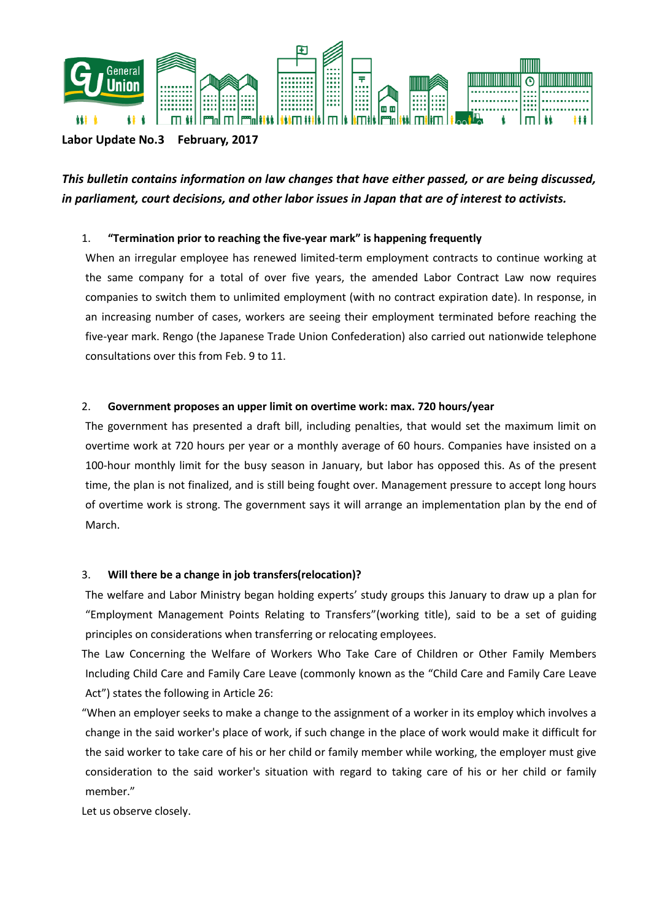General Union

**Labor Update No.3 February, 2017**

***This bulletin contains information on law changes that have either passed, or are being discussed, in parliament, court decisions, and other labor issues in Japan that are of interest to activists.***

1. **"Termination prior to reaching the five-year mark" is happening frequently**

   When an irregular employee has renewed limited-term employment contracts to continue working at the same company for a total of over five years, the amended Labor Contract Law now requires companies to switch them to unlimited employment (with no contract expiration date). In response, in an increasing number of cases, workers are seeing their employment terminated before reaching the five-year mark. Rengo (the Japanese Trade Union Confederation) also carried out nationwide telephone consultations over this from Feb. 9 to 11.

2. **Government proposes an upper limit on overtime work: max. 720 hours/year**

   The government has presented a draft bill, including penalties, that would set the maximum limit on overtime work at 720 hours per year or a monthly average of 60 hours. Companies have insisted on a 100-hour monthly limit for the busy season in January, but labor has opposed this. As of the present time, the plan is not finalized, and is still being fought over. Management pressure to accept long hours of overtime work is strong. The government says it will arrange an implementation plan by the end of March.

3. **Will there be a change in job transfers(relocation)?**

   The welfare and Labor Ministry began holding experts' study groups this January to draw up a plan for "Employment Management Points Relating to Transfers"(working title), said to be a set of guiding principles on considerations when transferring or relocating employees.

   The Law Concerning the Welfare of Workers Who Take Care of Children or Other Family Members Including Child Care and Family Care Leave (commonly known as the "Child Care and Family Care Leave Act") states the following in Article 26:

   "When an employer seeks to make a change to the assignment of a worker in its employ which involves a change in the said worker's place of work, if such change in the place of work would make it difficult for the said worker to take care of his or her child or family member while working, the employer must give consideration to the said worker's situation with regard to taking care of his or her child or family member."

   Let us observe closely.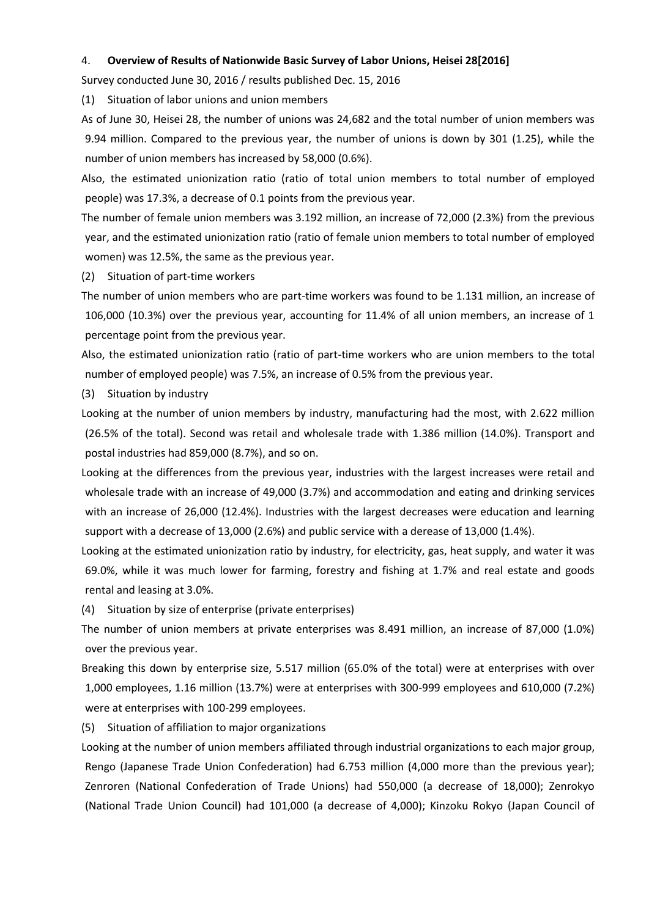4. **Overview of Results of Nationwide Basic Survey of Labor Unions, Heisei 28[2016]**

Survey conducted June 30, 2016 / results published Dec. 15, 2016

(1) Situation of labor unions and union members

As of June 30, Heisei 28, the number of unions was 24,682 and the total number of union members was 9.94 million. Compared to the previous year, the number of unions is down by 301 (1.25), while the number of union members has increased by 58,000 (0.6%).

Also, the estimated unionization ratio (ratio of total union members to total number of employed people) was 17.3%, a decrease of 0.1 points from the previous year.

The number of female union members was 3.192 million, an increase of 72,000 (2.3%) from the previous year, and the estimated unionization ratio (ratio of female union members to total number of employed women) was 12.5%, the same as the previous year.

(2) Situation of part-time workers

The number of union members who are part-time workers was found to be 1.131 million, an increase of 106,000 (10.3%) over the previous year, accounting for 11.4% of all union members, an increase of 1 percentage point from the previous year.

Also, the estimated unionization ratio (ratio of part-time workers who are union members to the total number of employed people) was 7.5%, an increase of 0.5% from the previous year.

(3) Situation by industry

Looking at the number of union members by industry, manufacturing had the most, with 2.622 million (26.5% of the total). Second was retail and wholesale trade with 1.386 million (14.0%). Transport and postal industries had 859,000 (8.7%), and so on.

Looking at the differences from the previous year, industries with the largest increases were retail and wholesale trade with an increase of 49,000 (3.7%) and accommodation and eating and drinking services with an increase of 26,000 (12.4%). Industries with the largest decreases were education and learning support with a decrease of 13,000 (2.6%) and public service with a derease of 13,000 (1.4%).

Looking at the estimated unionization ratio by industry, for electricity, gas, heat supply, and water it was 69.0%, while it was much lower for farming, forestry and fishing at 1.7% and real estate and goods rental and leasing at 3.0%.

(4) Situation by size of enterprise (private enterprises)

The number of union members at private enterprises was 8.491 million, an increase of 87,000 (1.0%) over the previous year.

Breaking this down by enterprise size, 5.517 million (65.0% of the total) were at enterprises with over 1,000 employees, 1.16 million (13.7%) were at enterprises with 300-999 employees and 610,000 (7.2%) were at enterprises with 100-299 employees.

(5) Situation of affiliation to major organizations

Looking at the number of union members affiliated through industrial organizations to each major group, Rengo (Japanese Trade Union Confederation) had 6.753 million (4,000 more than the previous year); Zenroren (National Confederation of Trade Unions) had 550,000 (a decrease of 18,000); Zenrokyo (National Trade Union Council) had 101,000 (a decrease of 4,000); Kinzoku Rokyo (Japan Council of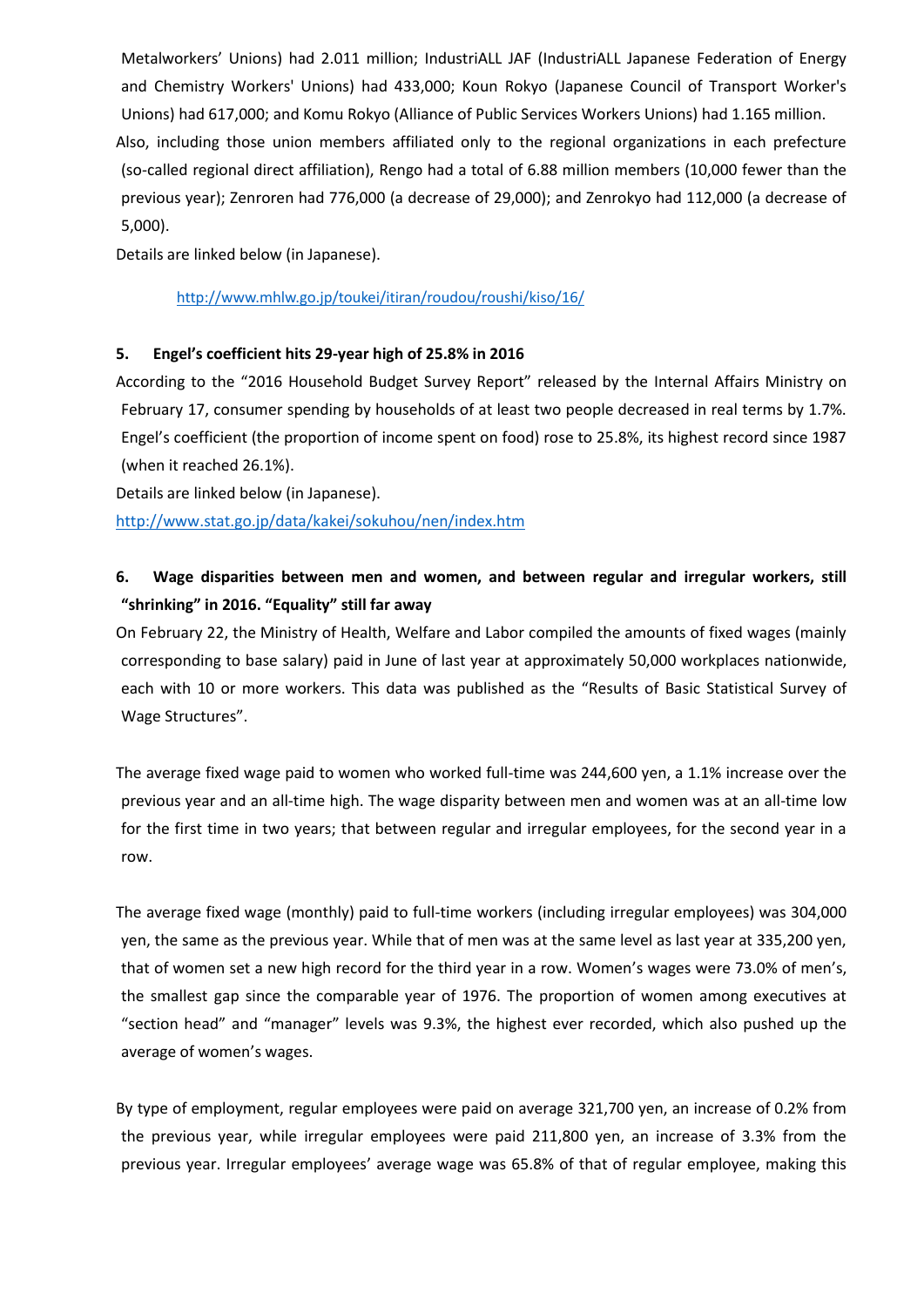Metalworkers' Unions) had 2.011 million; IndustriALL JAF (IndustriALL Japanese Federation of Energy and Chemistry Workers' Unions) had 433,000; Koun Rokyo (Japanese Council of Transport Worker's Unions) had 617,000; and Komu Rokyo (Alliance of Public Services Workers Unions) had 1.165 million.

Also, including those union members affiliated only to the regional organizations in each prefecture (so-called regional direct affiliation), Rengo had a total of 6.88 million members (10,000 fewer than the previous year); Zenroren had 776,000 (a decrease of 29,000); and Zenrokyo had 112,000 (a decrease of 5,000).

Details are linked below (in Japanese).

http://www.mhlw.go.jp/toukei/itiran/roudou/roushi/kiso/16/

### 5. Engel's coefficient hits 29-year high of 25.8% in 2016

According to the "2016 Household Budget Survey Report" released by the Internal Affairs Ministry on February 17, consumer spending by households of at least two people decreased in real terms by 1.7%. Engel's coefficient (the proportion of income spent on food) rose to 25.8%, its highest record since 1987 (when it reached 26.1%).

Details are linked below (in Japanese).

http://www.stat.go.jp/data/kakei/sokuhou/nen/index.htm

### 6. Wage disparities between men and women, and between regular and irregular workers, still "shrinking" in 2016. "Equality" still far away

On February 22, the Ministry of Health, Welfare and Labor compiled the amounts of fixed wages (mainly corresponding to base salary) paid in June of last year at approximately 50,000 workplaces nationwide, each with 10 or more workers. This data was published as the "Results of Basic Statistical Survey of Wage Structures".

The average fixed wage paid to women who worked full-time was 244,600 yen, a 1.1% increase over the previous year and an all-time high. The wage disparity between men and women was at an all-time low for the first time in two years; that between regular and irregular employees, for the second year in a row.

The average fixed wage (monthly) paid to full-time workers (including irregular employees) was 304,000 yen, the same as the previous year. While that of men was at the same level as last year at 335,200 yen, that of women set a new high record for the third year in a row. Women's wages were 73.0% of men's, the smallest gap since the comparable year of 1976. The proportion of women among executives at "section head" and "manager" levels was 9.3%, the highest ever recorded, which also pushed up the average of women's wages.

By type of employment, regular employees were paid on average 321,700 yen, an increase of 0.2% from the previous year, while irregular employees were paid 211,800 yen, an increase of 3.3% from the previous year. Irregular employees' average wage was 65.8% of that of regular employee, making this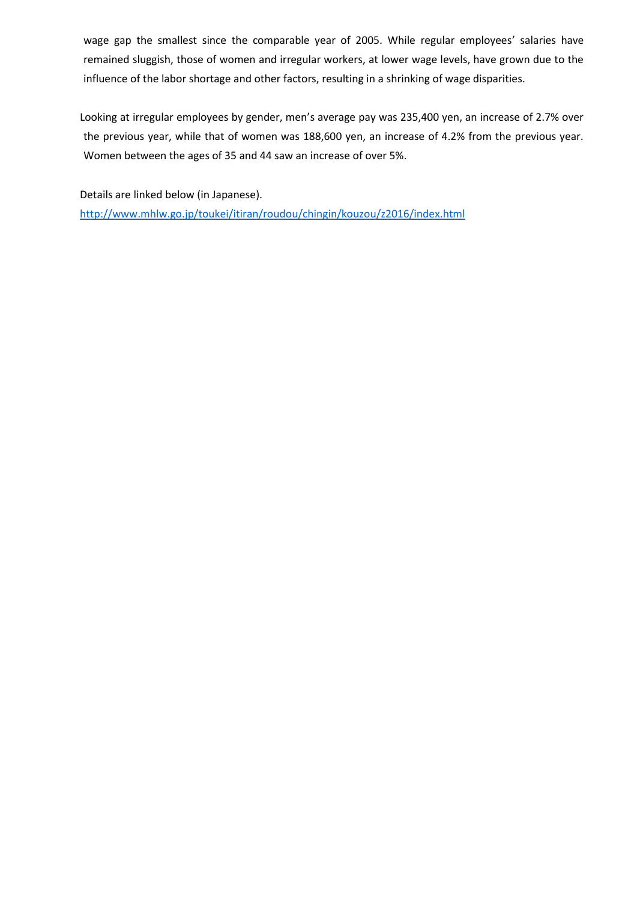wage gap the smallest since the comparable year of 2005. While regular employees' salaries have remained sluggish, those of women and irregular workers, at lower wage levels, have grown due to the influence of the labor shortage and other factors, resulting in a shrinking of wage disparities.

Looking at irregular employees by gender, men's average pay was 235,400 yen, an increase of 2.7% over the previous year, while that of women was 188,600 yen, an increase of 4.2% from the previous year. Women between the ages of 35 and 44 saw an increase of over 5%.

Details are linked below (in Japanese).

http://www.mhlw.go.jp/toukei/itiran/roudou/chingin/kouzou/z2016/index.html